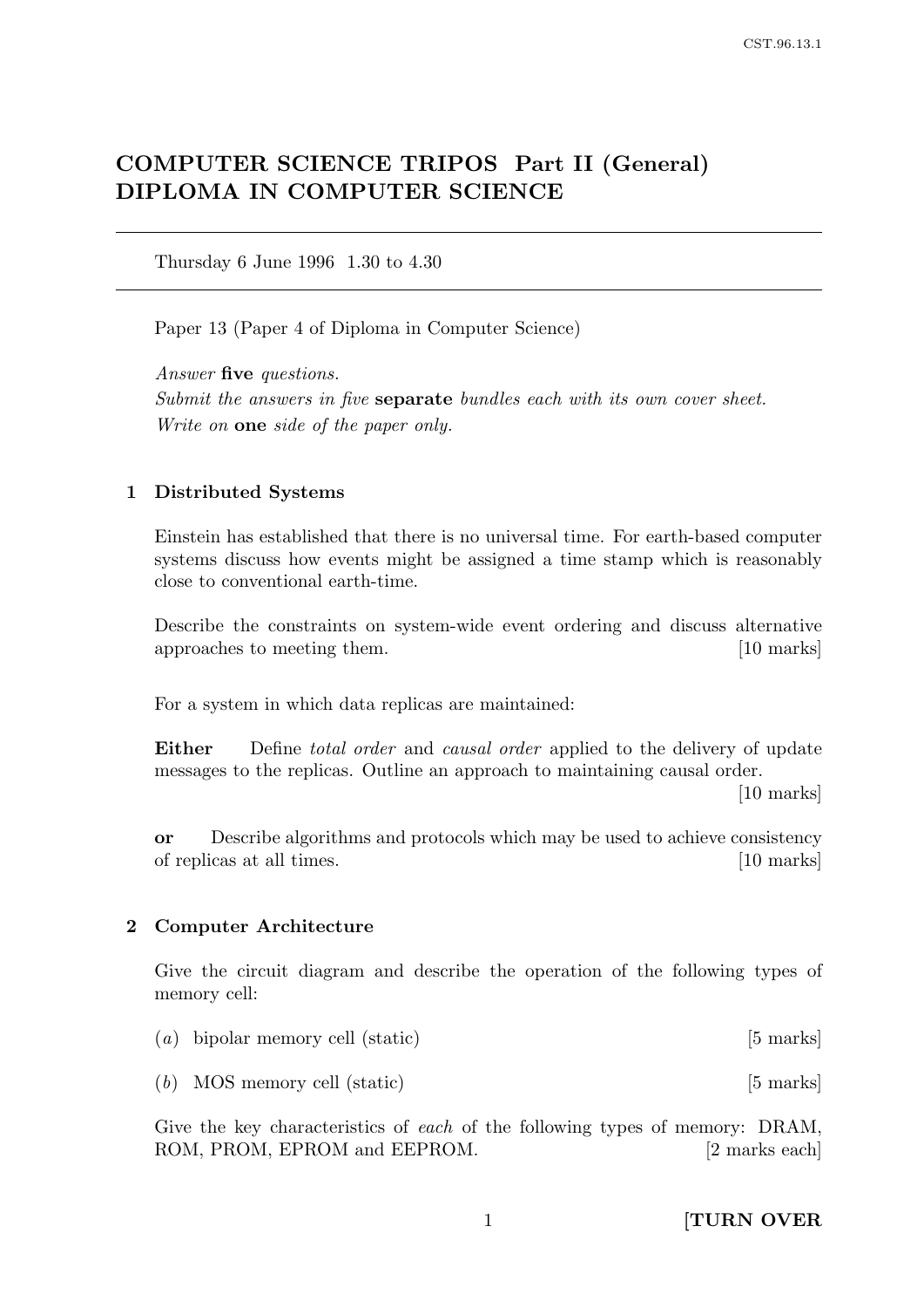# COMPUTER SCIENCE TRIPOS Part II (General)
# DIPLOMA IN COMPUTER SCIENCE

---

Thursday 6 June 1996 1.30 to 4.30

---

Paper 13 (Paper 4 of Diploma in Computer Science)

*Answer* **five** *questions.*
*Submit the answers in five* **separate** *bundles each with its own cover sheet.*
*Write on* **one** *side of the paper only.*

## 1 Distributed Systems

Einstein has established that there is no universal time. For earth-based computer systems discuss how events might be assigned a time stamp which is reasonably close to conventional earth-time.

Describe the constraints on system-wide event ordering and discuss alternative approaches to meeting them. [10 marks]

For a system in which data replicas are maintained:

**Either** Define *total order* and *causal order* applied to the delivery of update messages to the replicas. Outline an approach to maintaining causal order. [10 marks]

**or** Describe algorithms and protocols which may be used to achieve consistency of replicas at all times. [10 marks]

## 2 Computer Architecture

Give the circuit diagram and describe the operation of the following types of memory cell:

(*a*) bipolar memory cell (static) [5 marks]

(*b*) MOS memory cell (static) [5 marks]

Give the key characteristics of *each* of the following types of memory: DRAM, ROM, PROM, EPROM and EEPROM. [2 marks each]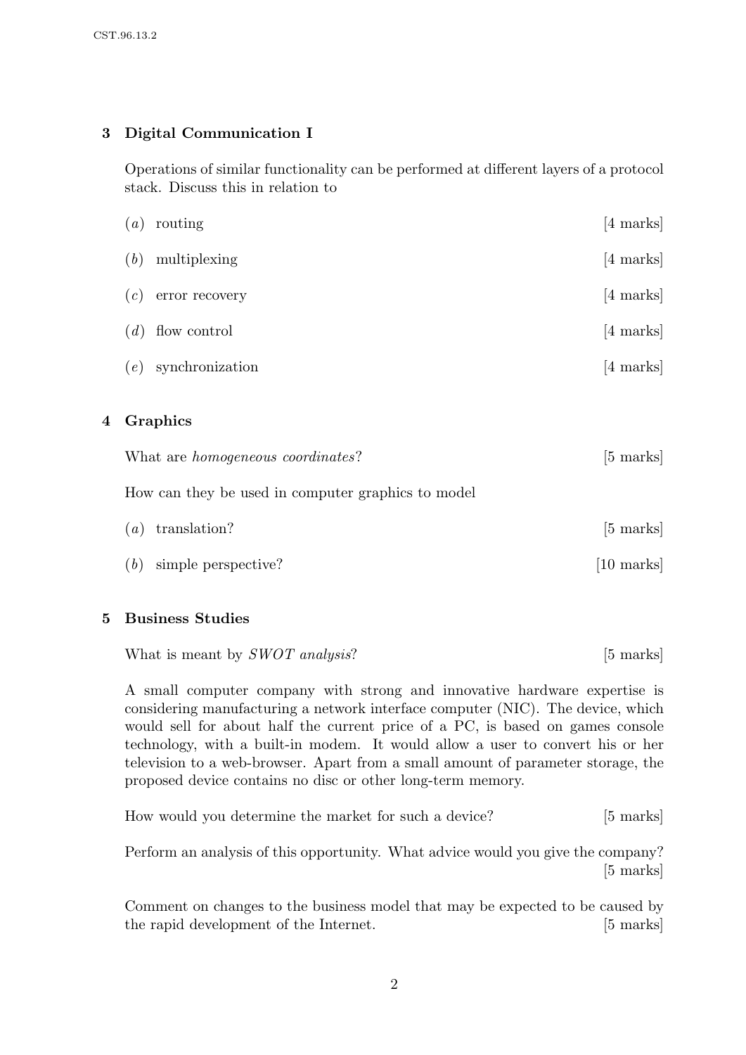## 3 Digital Communication I

Operations of similar functionality can be performed at different layers of a protocol stack. Discuss this in relation to

(*a*) routing [4 marks]

(*b*) multiplexing [4 marks]

(*c*) error recovery [4 marks]

(*d*) flow control [4 marks]

(*e*) synchronization [4 marks]

## 4 Graphics

What are *homogeneous coordinates*? [5 marks]

How can they be used in computer graphics to model

(*a*) translation? [5 marks]

(*b*) simple perspective? [10 marks]

## 5 Business Studies

What is meant by *SWOT analysis*? [5 marks]

A small computer company with strong and innovative hardware expertise is considering manufacturing a network interface computer (NIC). The device, which would sell for about half the current price of a PC, is based on games console technology, with a built-in modem. It would allow a user to convert his or her television to a web-browser. Apart from a small amount of parameter storage, the proposed device contains no disc or other long-term memory.

How would you determine the market for such a device? [5 marks]

Perform an analysis of this opportunity. What advice would you give the company? [5 marks]

Comment on changes to the business model that may be expected to be caused by the rapid development of the Internet. [5 marks]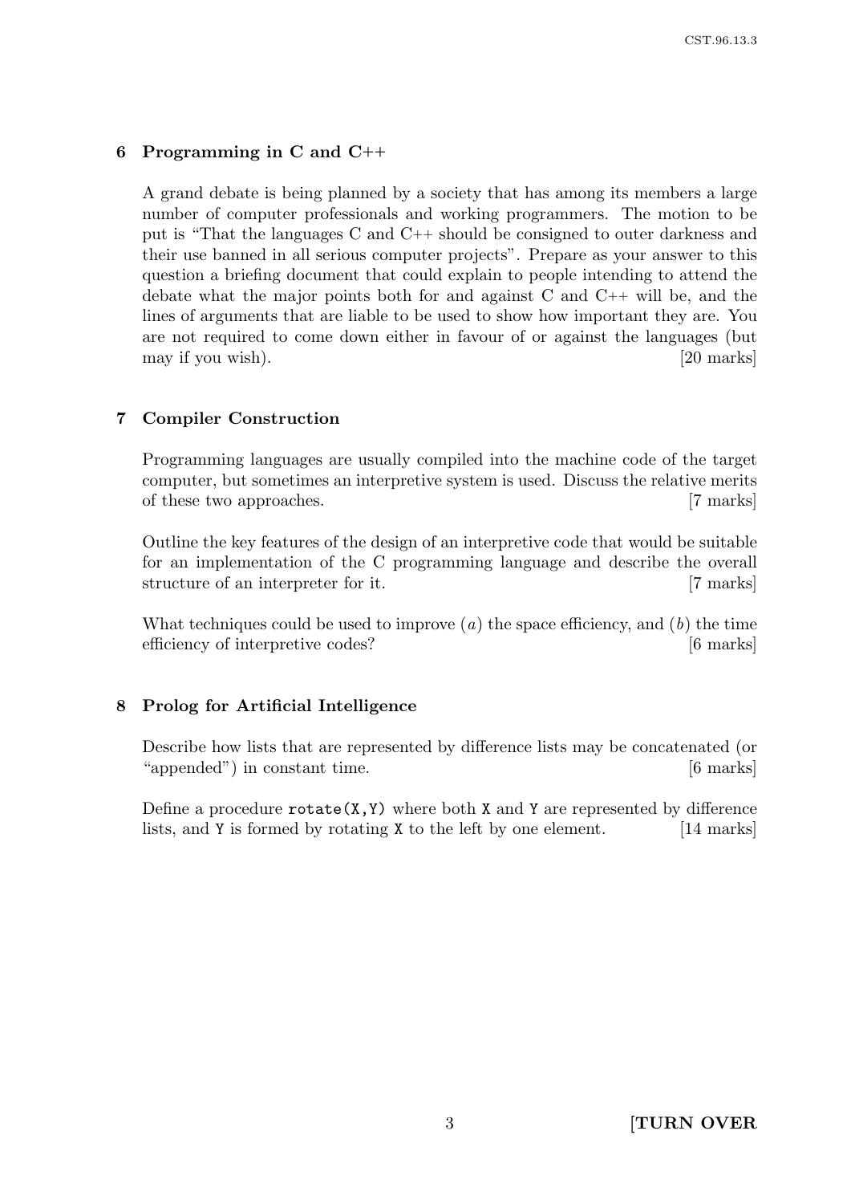## 6 Programming in C and C++

A grand debate is being planned by a society that has among its members a large number of computer professionals and working programmers. The motion to be put is "That the languages C and C++ should be consigned to outer darkness and their use banned in all serious computer projects". Prepare as your answer to this question a briefing document that could explain to people intending to attend the debate what the major points both for and against C and C++ will be, and the lines of arguments that are liable to be used to show how important they are. You are not required to come down either in favour of or against the languages (but may if you wish). [20 marks]

## 7 Compiler Construction

Programming languages are usually compiled into the machine code of the target computer, but sometimes an interpretive system is used. Discuss the relative merits of these two approaches. [7 marks]

Outline the key features of the design of an interpretive code that would be suitable for an implementation of the C programming language and describe the overall structure of an interpreter for it. [7 marks]

What techniques could be used to improve (*a*) the space efficiency, and (*b*) the time efficiency of interpretive codes? [6 marks]

## 8 Prolog for Artificial Intelligence

Describe how lists that are represented by difference lists may be concatenated (or "appended") in constant time. [6 marks]

Define a procedure `rotate(X,Y)` where both `X` and `Y` are represented by difference lists, and `Y` is formed by rotating `X` to the left by one element. [14 marks]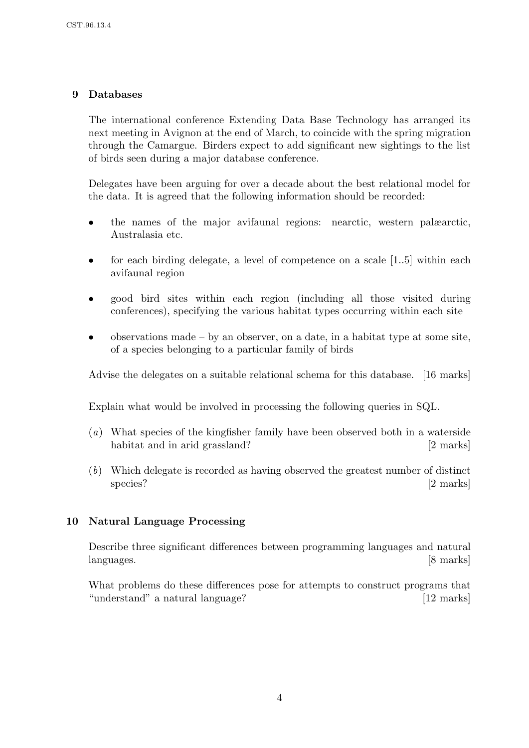## 9 Databases

The international conference Extending Data Base Technology has arranged its next meeting in Avignon at the end of March, to coincide with the spring migration through the Camargue. Birders expect to add significant new sightings to the list of birds seen during a major database conference.

Delegates have been arguing for over a decade about the best relational model for the data. It is agreed that the following information should be recorded:

- the names of the major avifaunal regions: nearctic, western palæarctic, Australasia etc.
- for each birding delegate, a level of competence on a scale [1..5] within each avifaunal region
- good bird sites within each region (including all those visited during conferences), specifying the various habitat types occurring within each site
- observations made – by an observer, on a date, in a habitat type at some site, of a species belonging to a particular family of birds

Advise the delegates on a suitable relational schema for this database. [16 marks]

Explain what would be involved in processing the following queries in SQL.

(*a*) What species of the kingfisher family have been observed both in a waterside habitat and in arid grassland? [2 marks]

(*b*) Which delegate is recorded as having observed the greatest number of distinct species? [2 marks]

## 10 Natural Language Processing

Describe three significant differences between programming languages and natural languages. [8 marks]

What problems do these differences pose for attempts to construct programs that "understand" a natural language? [12 marks]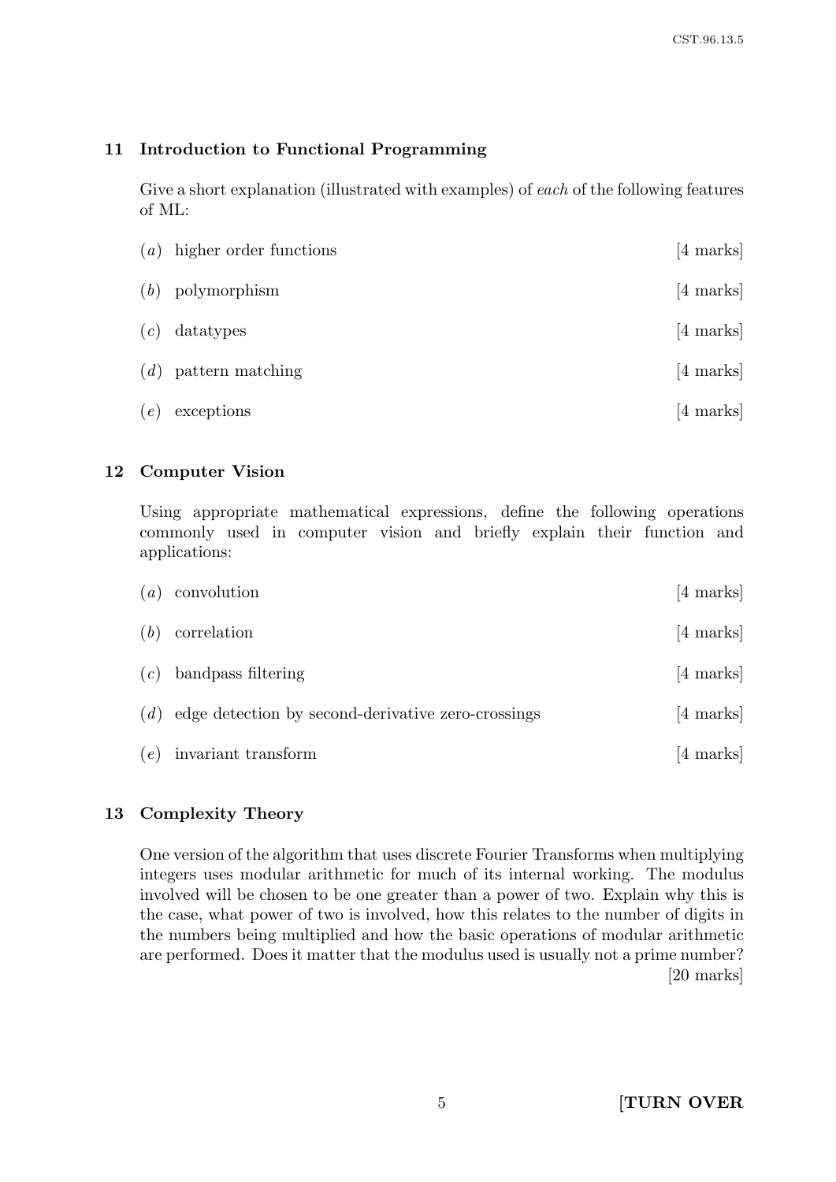## 11 Introduction to Functional Programming

Give a short explanation (illustrated with examples) of *each* of the following features of ML:

(*a*) higher order functions [4 marks]

(*b*) polymorphism [4 marks]

(*c*) datatypes [4 marks]

(*d*) pattern matching [4 marks]

(*e*) exceptions [4 marks]

## 12 Computer Vision

Using appropriate mathematical expressions, define the following operations commonly used in computer vision and briefly explain their function and applications:

(*a*) convolution [4 marks]

(*b*) correlation [4 marks]

(*c*) bandpass filtering [4 marks]

(*d*) edge detection by second-derivative zero-crossings [4 marks]

(*e*) invariant transform [4 marks]

## 13 Complexity Theory

One version of the algorithm that uses discrete Fourier Transforms when multiplying integers uses modular arithmetic for much of its internal working. The modulus involved will be chosen to be one greater than a power of two. Explain why this is the case, what power of two is involved, how this relates to the number of digits in the numbers being multiplied and how the basic operations of modular arithmetic are performed. Does it matter that the modulus used is usually not a prime number? [20 marks]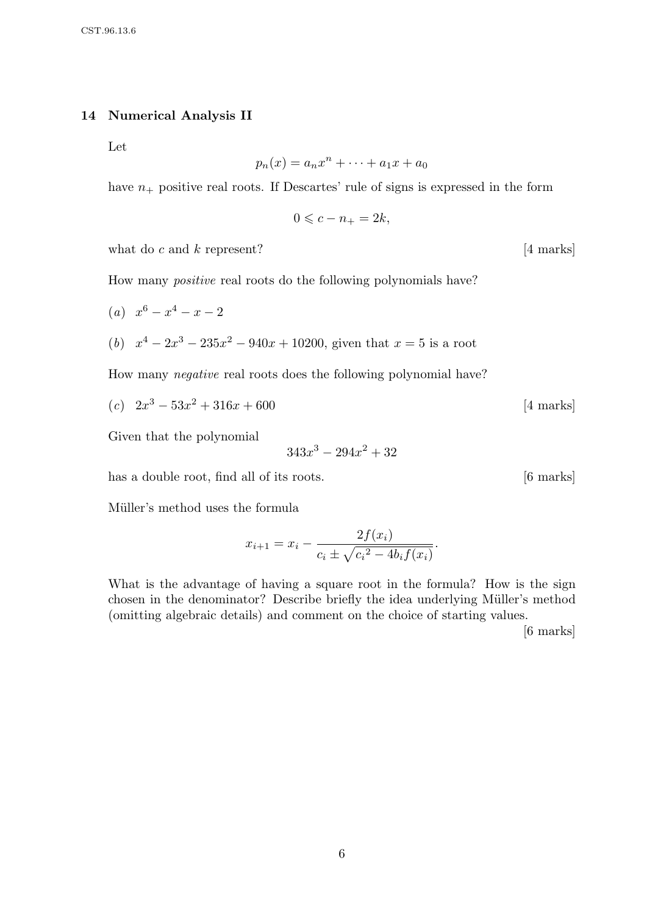## 14 Numerical Analysis II

Let

$$p_n(x) = a_n x^n + \cdots + a_1 x + a_0$$

have $n_+$ positive real roots. If Descartes' rule of signs is expressed in the form

$$0 \leqslant c - n_+ = 2k,$$

what do $c$ and $k$ represent? [4 marks]

How many *positive* real roots do the following polynomials have?

($a$) $x^6 - x^4 - x - 2$

($b$) $x^4 - 2x^3 - 235x^2 - 940x + 10200$, given that $x = 5$ is a root

How many *negative* real roots does the following polynomial have?

($c$) $2x^3 - 53x^2 + 316x + 600$ [4 marks]

Given that the polynomial

$$343x^3 - 294x^2 + 32$$

has a double root, find all of its roots. [6 marks]

Müller's method uses the formula

$$x_{i+1} = x_i - \frac{2f(x_i)}{c_i \pm \sqrt{{c_i}^2 - 4b_i f(x_i)}}.$$

What is the advantage of having a square root in the formula? How is the sign chosen in the denominator? Describe briefly the idea underlying Müller's method (omitting algebraic details) and comment on the choice of starting values.

[6 marks]